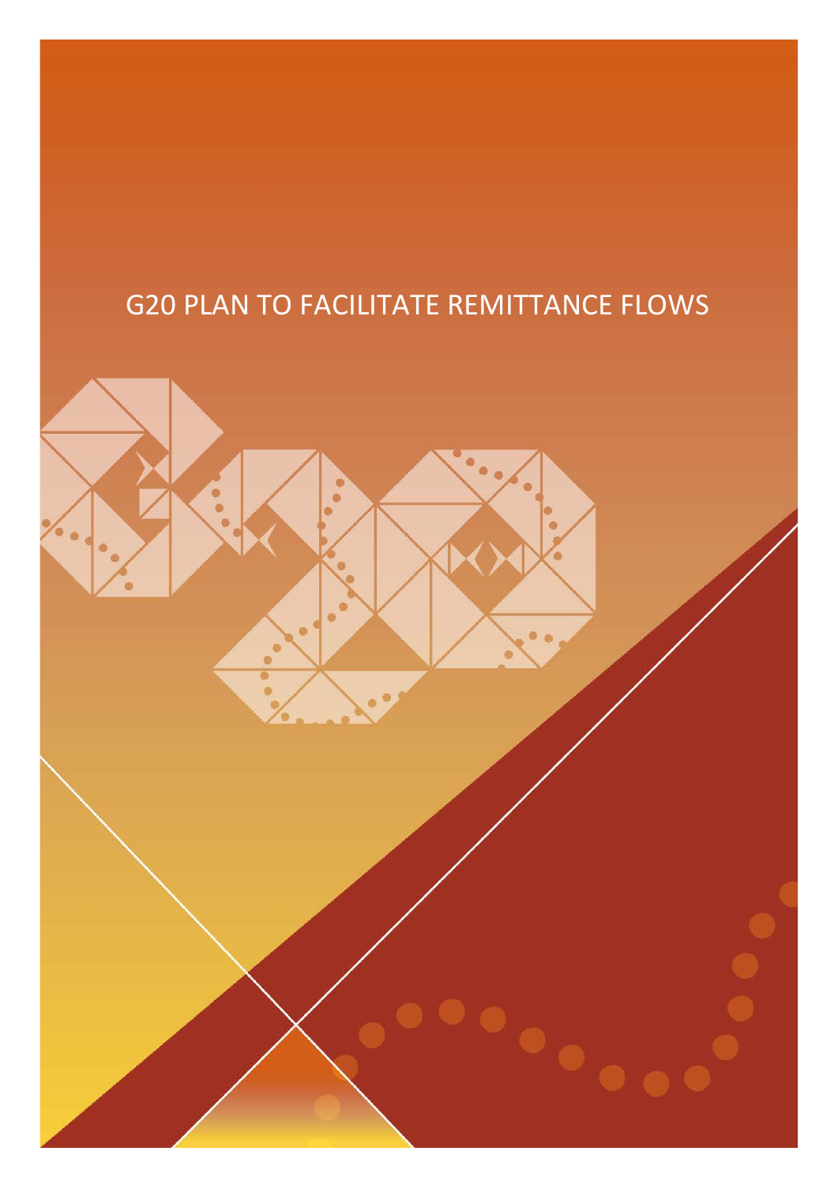# G20 PLAN TO FACILITATE REMITTANCE FLOWS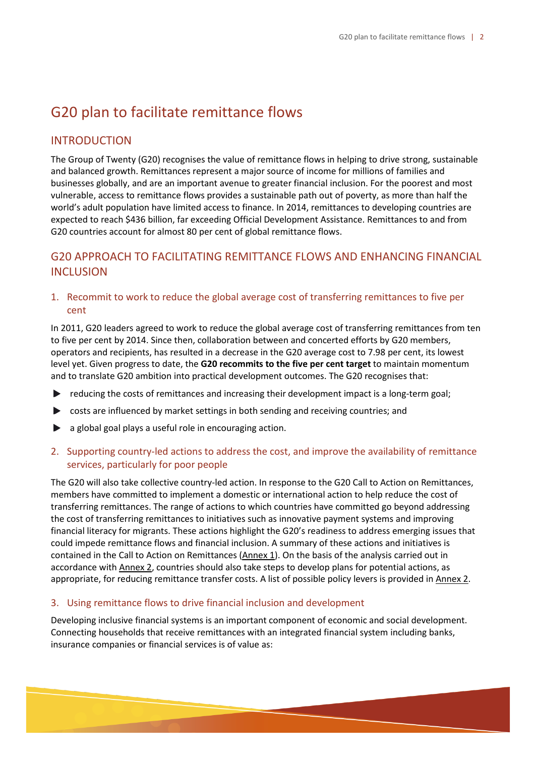# G20 plan to facilitate remittance flows

## INTRODUCTION

The Group of Twenty (G20) recognises the value of remittance flows in helping to drive strong, sustainable and balanced growth. Remittances represent a major source of income for millions of families and businesses globally, and are an important avenue to greater financial inclusion. For the poorest and most vulnerable, access to remittance flows provides a sustainable path out of poverty, as more than half the world's adult population have limited access to finance. In 2014, remittances to developing countries are expected to reach $436 billion, far exceeding Official Development Assistance. Remittances to and from G20 countries account for almost 80 per cent of global remittance flows.

## G20 APPROACH TO FACILITATING REMITTANCE FLOWS AND ENHANCING FINANCIAL INCLUSION

### 1. Recommit to work to reduce the global average cost of transferring remittances to five per cent

In 2011, G20 leaders agreed to work to reduce the global average cost of transferring remittances from ten to five per cent by 2014. Since then, collaboration between and concerted efforts by G20 members, operators and recipients, has resulted in a decrease in the G20 average cost to 7.98 per cent, its lowest level yet. Given progress to date, the **G20 recommits to the five per cent target** to maintain momentum and to translate G20 ambition into practical development outcomes. The G20 recognises that:

- reducing the costs of remittances and increasing their development impact is a long-term goal;
- costs are influenced by market settings in both sending and receiving countries; and
- a global goal plays a useful role in encouraging action.

### 2. Supporting country-led actions to address the cost, and improve the availability of remittance services, particularly for poor people

The G20 will also take collective country-led action. In response to the G20 Call to Action on Remittances, members have committed to implement a domestic or international action to help reduce the cost of transferring remittances. The range of actions to which countries have committed go beyond addressing the cost of transferring remittances to initiatives such as innovative payment systems and improving financial literacy for migrants. These actions highlight the G20's readiness to address emerging issues that could impede remittance flows and financial inclusion. A summary of these actions and initiatives is contained in the Call to Action on Remittances (Annex 1). On the basis of the analysis carried out in accordance with Annex 2, countries should also take steps to develop plans for potential actions, as appropriate, for reducing remittance transfer costs. A list of possible policy levers is provided in Annex 2.

### 3. Using remittance flows to drive financial inclusion and development

Developing inclusive financial systems is an important component of economic and social development. Connecting households that receive remittances with an integrated financial system including banks, insurance companies or financial services is of value as: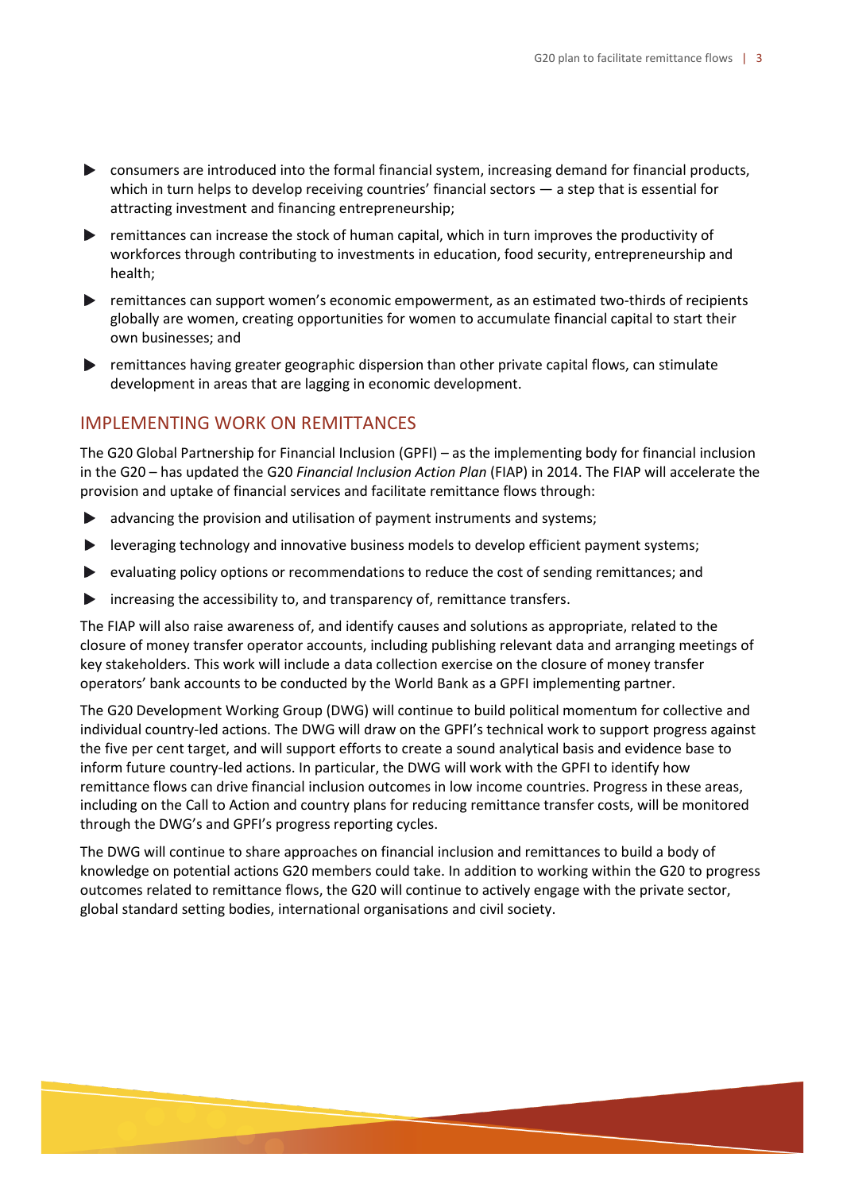- consumers are introduced into the formal financial system, increasing demand for financial products, which in turn helps to develop receiving countries' financial sectors — a step that is essential for attracting investment and financing entrepreneurship;
- remittances can increase the stock of human capital, which in turn improves the productivity of workforces through contributing to investments in education, food security, entrepreneurship and health;
- remittances can support women's economic empowerment, as an estimated two-thirds of recipients globally are women, creating opportunities for women to accumulate financial capital to start their own businesses; and
- remittances having greater geographic dispersion than other private capital flows, can stimulate development in areas that are lagging in economic development.

## IMPLEMENTING WORK ON REMITTANCES

The G20 Global Partnership for Financial Inclusion (GPFI) – as the implementing body for financial inclusion in the G20 – has updated the G20 *Financial Inclusion Action Plan* (FIAP) in 2014. The FIAP will accelerate the provision and uptake of financial services and facilitate remittance flows through:

- advancing the provision and utilisation of payment instruments and systems;
- leveraging technology and innovative business models to develop efficient payment systems;
- evaluating policy options or recommendations to reduce the cost of sending remittances; and
- increasing the accessibility to, and transparency of, remittance transfers.

The FIAP will also raise awareness of, and identify causes and solutions as appropriate, related to the closure of money transfer operator accounts, including publishing relevant data and arranging meetings of key stakeholders. This work will include a data collection exercise on the closure of money transfer operators' bank accounts to be conducted by the World Bank as a GPFI implementing partner.

The G20 Development Working Group (DWG) will continue to build political momentum for collective and individual country-led actions. The DWG will draw on the GPFI's technical work to support progress against the five per cent target, and will support efforts to create a sound analytical basis and evidence base to inform future country-led actions. In particular, the DWG will work with the GPFI to identify how remittance flows can drive financial inclusion outcomes in low income countries. Progress in these areas, including on the Call to Action and country plans for reducing remittance transfer costs, will be monitored through the DWG's and GPFI's progress reporting cycles.

The DWG will continue to share approaches on financial inclusion and remittances to build a body of knowledge on potential actions G20 members could take. In addition to working within the G20 to progress outcomes related to remittance flows, the G20 will continue to actively engage with the private sector, global standard setting bodies, international organisations and civil society.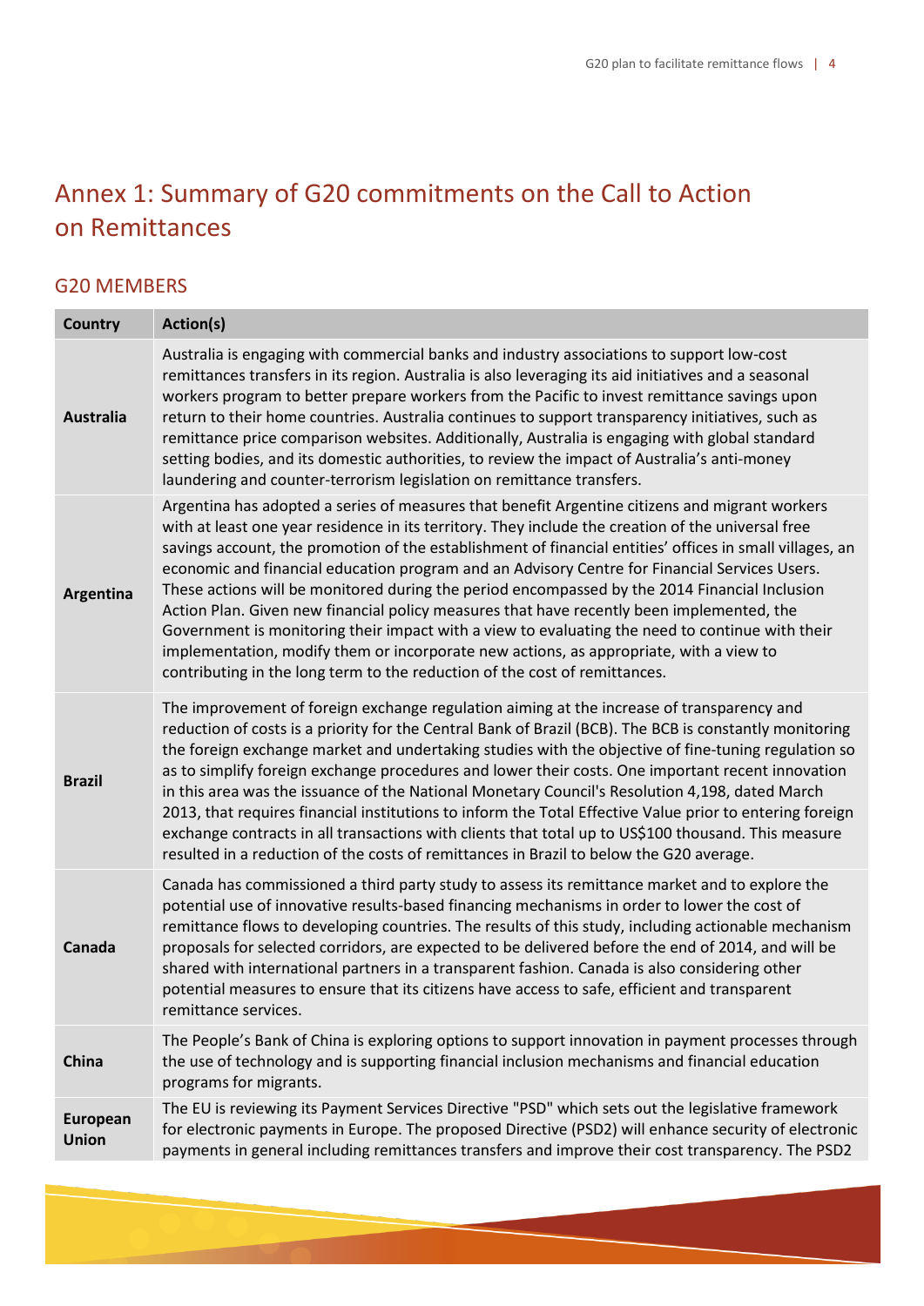# Annex 1: Summary of G20 commitments on the Call to Action on Remittances

## G20 MEMBERS

| Country | Action(s) |
|---|---|
| **Australia** | Australia is engaging with commercial banks and industry associations to support low-cost remittances transfers in its region. Australia is also leveraging its aid initiatives and a seasonal workers program to better prepare workers from the Pacific to invest remittance savings upon return to their home countries. Australia continues to support transparency initiatives, such as remittance price comparison websites. Additionally, Australia is engaging with global standard setting bodies, and its domestic authorities, to review the impact of Australia's anti-money laundering and counter-terrorism legislation on remittance transfers. |
| **Argentina** | Argentina has adopted a series of measures that benefit Argentine citizens and migrant workers with at least one year residence in its territory. They include the creation of the universal free savings account, the promotion of the establishment of financial entities' offices in small villages, an economic and financial education program and an Advisory Centre for Financial Services Users. These actions will be monitored during the period encompassed by the 2014 Financial Inclusion Action Plan. Given new financial policy measures that have recently been implemented, the Government is monitoring their impact with a view to evaluating the need to continue with their implementation, modify them or incorporate new actions, as appropriate, with a view to contributing in the long term to the reduction of the cost of remittances. |
| **Brazil** | The improvement of foreign exchange regulation aiming at the increase of transparency and reduction of costs is a priority for the Central Bank of Brazil (BCB). The BCB is constantly monitoring the foreign exchange market and undertaking studies with the objective of fine-tuning regulation so as to simplify foreign exchange procedures and lower their costs. One important recent innovation in this area was the issuance of the National Monetary Council's Resolution 4,198, dated March 2013, that requires financial institutions to inform the Total Effective Value prior to entering foreign exchange contracts in all transactions with clients that total up to US$100 thousand. This measure resulted in a reduction of the costs of remittances in Brazil to below the G20 average. |
| **Canada** | Canada has commissioned a third party study to assess its remittance market and to explore the potential use of innovative results-based financing mechanisms in order to lower the cost of remittance flows to developing countries. The results of this study, including actionable mechanism proposals for selected corridors, are expected to be delivered before the end of 2014, and will be shared with international partners in a transparent fashion. Canada is also considering other potential measures to ensure that its citizens have access to safe, efficient and transparent remittance services. |
| **China** | The People's Bank of China is exploring options to support innovation in payment processes through the use of technology and is supporting financial inclusion mechanisms and financial education programs for migrants. |
| **European Union** | The EU is reviewing its Payment Services Directive "PSD" which sets out the legislative framework for electronic payments in Europe. The proposed Directive (PSD2) will enhance security of electronic payments in general including remittances transfers and improve their cost transparency. The PSD2 |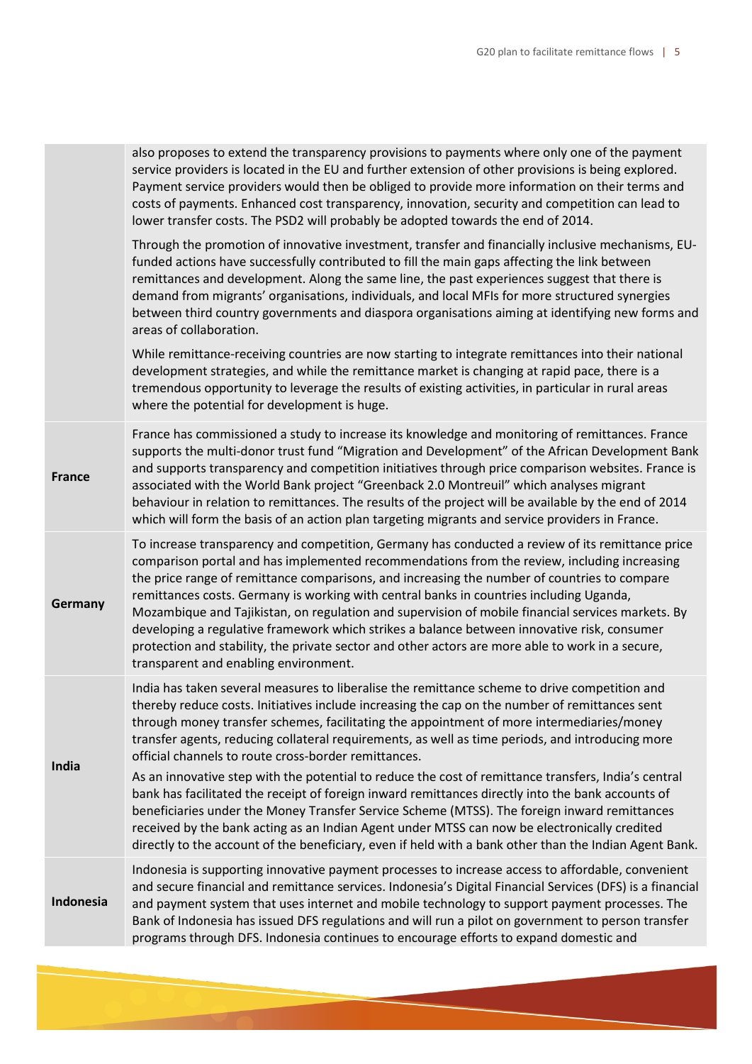| | |
|---|---|
| | also proposes to extend the transparency provisions to payments where only one of the payment service providers is located in the EU and further extension of other provisions is being explored. Payment service providers would then be obliged to provide more information on their terms and costs of payments. Enhanced cost transparency, innovation, security and competition can lead to lower transfer costs. The PSD2 will probably be adopted towards the end of 2014.<br><br>Through the promotion of innovative investment, transfer and financially inclusive mechanisms, EU-funded actions have successfully contributed to fill the main gaps affecting the link between remittances and development. Along the same line, the past experiences suggest that there is demand from migrants' organisations, individuals, and local MFIs for more structured synergies between third country governments and diaspora organisations aiming at identifying new forms and areas of collaboration.<br><br>While remittance-receiving countries are now starting to integrate remittances into their national development strategies, and while the remittance market is changing at rapid pace, there is a tremendous opportunity to leverage the results of existing activities, in particular in rural areas where the potential for development is huge. |
| **France** | France has commissioned a study to increase its knowledge and monitoring of remittances. France supports the multi-donor trust fund "Migration and Development" of the African Development Bank and supports transparency and competition initiatives through price comparison websites. France is associated with the World Bank project "Greenback 2.0 Montreuil" which analyses migrant behaviour in relation to remittances. The results of the project will be available by the end of 2014 which will form the basis of an action plan targeting migrants and service providers in France. |
| **Germany** | To increase transparency and competition, Germany has conducted a review of its remittance price comparison portal and has implemented recommendations from the review, including increasing the price range of remittance comparisons, and increasing the number of countries to compare remittances costs. Germany is working with central banks in countries including Uganda, Mozambique and Tajikistan, on regulation and supervision of mobile financial services markets. By developing a regulative framework which strikes a balance between innovative risk, consumer protection and stability, the private sector and other actors are more able to work in a secure, transparent and enabling environment. |
| **India** | India has taken several measures to liberalise the remittance scheme to drive competition and thereby reduce costs. Initiatives include increasing the cap on the number of remittances sent through money transfer schemes, facilitating the appointment of more intermediaries/money transfer agents, reducing collateral requirements, as well as time periods, and introducing more official channels to route cross-border remittances.<br><br>As an innovative step with the potential to reduce the cost of remittance transfers, India's central bank has facilitated the receipt of foreign inward remittances directly into the bank accounts of beneficiaries under the Money Transfer Service Scheme (MTSS). The foreign inward remittances received by the bank acting as an Indian Agent under MTSS can now be electronically credited directly to the account of the beneficiary, even if held with a bank other than the Indian Agent Bank. |
| **Indonesia** | Indonesia is supporting innovative payment processes to increase access to affordable, convenient and secure financial and remittance services. Indonesia's Digital Financial Services (DFS) is a financial and payment system that uses internet and mobile technology to support payment processes. The Bank of Indonesia has issued DFS regulations and will run a pilot on government to person transfer programs through DFS. Indonesia continues to encourage efforts to expand domestic and |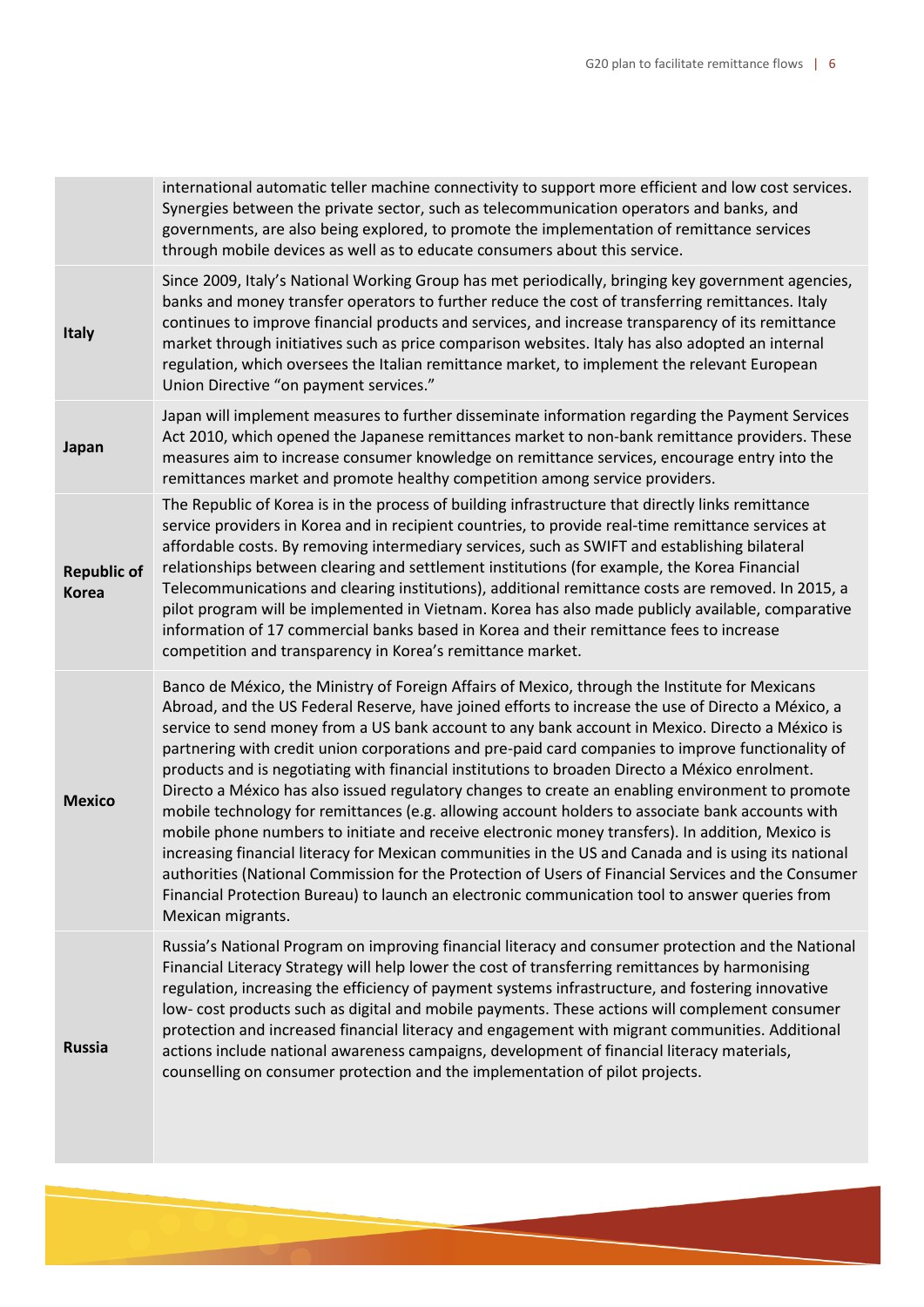| | |
|---|---|
| | international automatic teller machine connectivity to support more efficient and low cost services. Synergies between the private sector, such as telecommunication operators and banks, and governments, are also being explored, to promote the implementation of remittance services through mobile devices as well as to educate consumers about this service. |
| **Italy** | Since 2009, Italy's National Working Group has met periodically, bringing key government agencies, banks and money transfer operators to further reduce the cost of transferring remittances. Italy continues to improve financial products and services, and increase transparency of its remittance market through initiatives such as price comparison websites. Italy has also adopted an internal regulation, which oversees the Italian remittance market, to implement the relevant European Union Directive "on payment services." |
| **Japan** | Japan will implement measures to further disseminate information regarding the Payment Services Act 2010, which opened the Japanese remittances market to non-bank remittance providers. These measures aim to increase consumer knowledge on remittance services, encourage entry into the remittances market and promote healthy competition among service providers. |
| **Republic of Korea** | The Republic of Korea is in the process of building infrastructure that directly links remittance service providers in Korea and in recipient countries, to provide real-time remittance services at affordable costs. By removing intermediary services, such as SWIFT and establishing bilateral relationships between clearing and settlement institutions (for example, the Korea Financial Telecommunications and clearing institutions), additional remittance costs are removed. In 2015, a pilot program will be implemented in Vietnam. Korea has also made publicly available, comparative information of 17 commercial banks based in Korea and their remittance fees to increase competition and transparency in Korea's remittance market. |
| **Mexico** | Banco de México, the Ministry of Foreign Affairs of Mexico, through the Institute for Mexicans Abroad, and the US Federal Reserve, have joined efforts to increase the use of Directo a México, a service to send money from a US bank account to any bank account in Mexico. Directo a México is partnering with credit union corporations and pre-paid card companies to improve functionality of products and is negotiating with financial institutions to broaden Directo a México enrolment. Directo a México has also issued regulatory changes to create an enabling environment to promote mobile technology for remittances (e.g. allowing account holders to associate bank accounts with mobile phone numbers to initiate and receive electronic money transfers). In addition, Mexico is increasing financial literacy for Mexican communities in the US and Canada and is using its national authorities (National Commission for the Protection of Users of Financial Services and the Consumer Financial Protection Bureau) to launch an electronic communication tool to answer queries from Mexican migrants. |
| **Russia** | Russia's National Program on improving financial literacy and consumer protection and the National Financial Literacy Strategy will help lower the cost of transferring remittances by harmonising regulation, increasing the efficiency of payment systems infrastructure, and fostering innovative low- cost products such as digital and mobile payments. These actions will complement consumer protection and increased financial literacy and engagement with migrant communities. Additional actions include national awareness campaigns, development of financial literacy materials, counselling on consumer protection and the implementation of pilot projects. |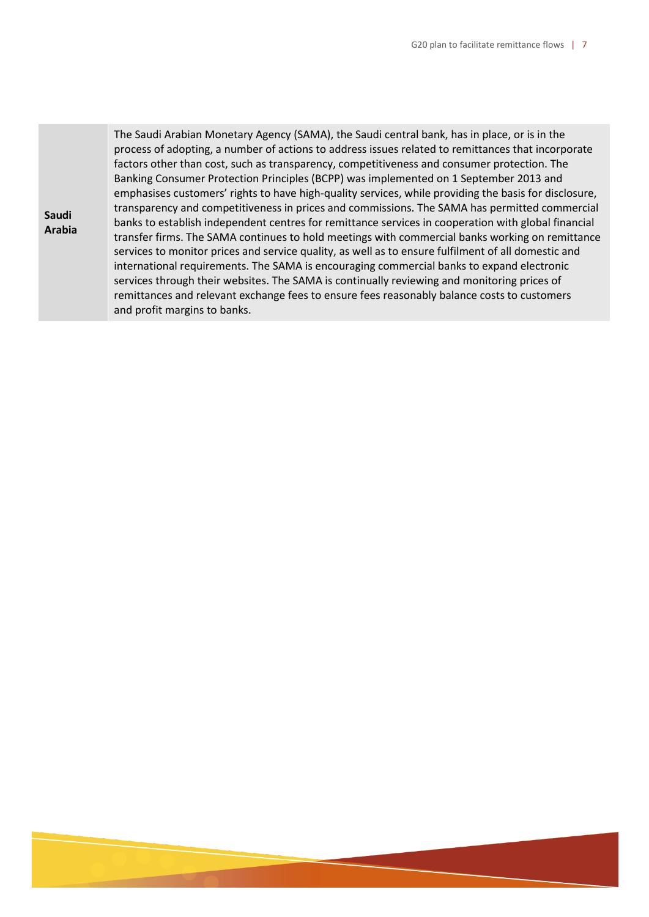| | |
|---|---|
| **Saudi Arabia** | The Saudi Arabian Monetary Agency (SAMA), the Saudi central bank, has in place, or is in the process of adopting, a number of actions to address issues related to remittances that incorporate factors other than cost, such as transparency, competitiveness and consumer protection. The Banking Consumer Protection Principles (BCPP) was implemented on 1 September 2013 and emphasises customers' rights to have high-quality services, while providing the basis for disclosure, transparency and competitiveness in prices and commissions. The SAMA has permitted commercial banks to establish independent centres for remittance services in cooperation with global financial transfer firms. The SAMA continues to hold meetings with commercial banks working on remittance services to monitor prices and service quality, as well as to ensure fulfilment of all domestic and international requirements. The SAMA is encouraging commercial banks to expand electronic services through their websites. The SAMA is continually reviewing and monitoring prices of remittances and relevant exchange fees to ensure fees reasonably balance costs to customers and profit margins to banks. |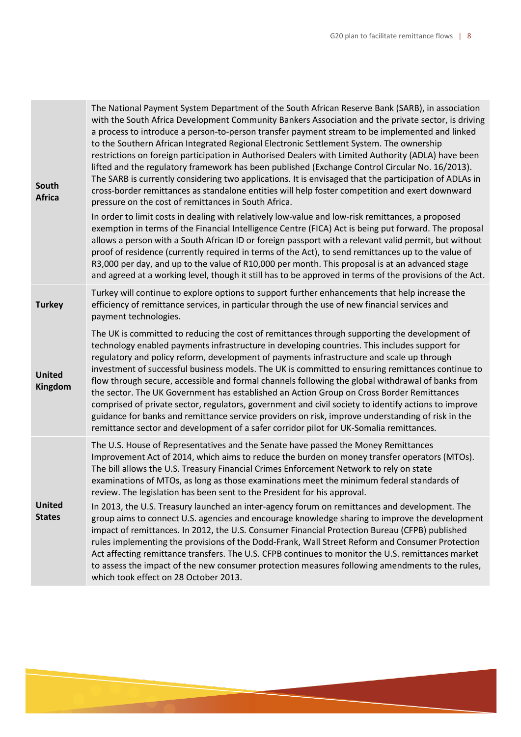| | |
|---|---|
| **South Africa** | The National Payment System Department of the South African Reserve Bank (SARB), in association with the South Africa Development Community Bankers Association and the private sector, is driving a process to introduce a person-to-person transfer payment stream to be implemented and linked to the Southern African Integrated Regional Electronic Settlement System. The ownership restrictions on foreign participation in Authorised Dealers with Limited Authority (ADLA) have been lifted and the regulatory framework has been published (Exchange Control Circular No. 16/2013). The SARB is currently considering two applications. It is envisaged that the participation of ADLAs in cross-border remittances as standalone entities will help foster competition and exert downward pressure on the cost of remittances in South Africa.<br><br>In order to limit costs in dealing with relatively low-value and low-risk remittances, a proposed exemption in terms of the Financial Intelligence Centre (FICA) Act is being put forward. The proposal allows a person with a South African ID or foreign passport with a relevant valid permit, but without proof of residence (currently required in terms of the Act), to send remittances up to the value of R3,000 per day, and up to the value of R10,000 per month. This proposal is at an advanced stage and agreed at a working level, though it still has to be approved in terms of the provisions of the Act. |
| **Turkey** | Turkey will continue to explore options to support further enhancements that help increase the efficiency of remittance services, in particular through the use of new financial services and payment technologies. |
| **United Kingdom** | The UK is committed to reducing the cost of remittances through supporting the development of technology enabled payments infrastructure in developing countries. This includes support for regulatory and policy reform, development of payments infrastructure and scale up through investment of successful business models. The UK is committed to ensuring remittances continue to flow through secure, accessible and formal channels following the global withdrawal of banks from the sector. The UK Government has established an Action Group on Cross Border Remittances comprised of private sector, regulators, government and civil society to identify actions to improve guidance for banks and remittance service providers on risk, improve understanding of risk in the remittance sector and development of a safer corridor pilot for UK-Somalia remittances. |
| **United States** | The U.S. House of Representatives and the Senate have passed the Money Remittances Improvement Act of 2014, which aims to reduce the burden on money transfer operators (MTOs). The bill allows the U.S. Treasury Financial Crimes Enforcement Network to rely on state examinations of MTOs, as long as those examinations meet the minimum federal standards of review. The legislation has been sent to the President for his approval.<br><br>In 2013, the U.S. Treasury launched an inter-agency forum on remittances and development. The group aims to connect U.S. agencies and encourage knowledge sharing to improve the development impact of remittances. In 2012, the U.S. Consumer Financial Protection Bureau (CFPB) published rules implementing the provisions of the Dodd-Frank, Wall Street Reform and Consumer Protection Act affecting remittance transfers. The U.S. CFPB continues to monitor the U.S. remittances market to assess the impact of the new consumer protection measures following amendments to the rules, which took effect on 28 October 2013. |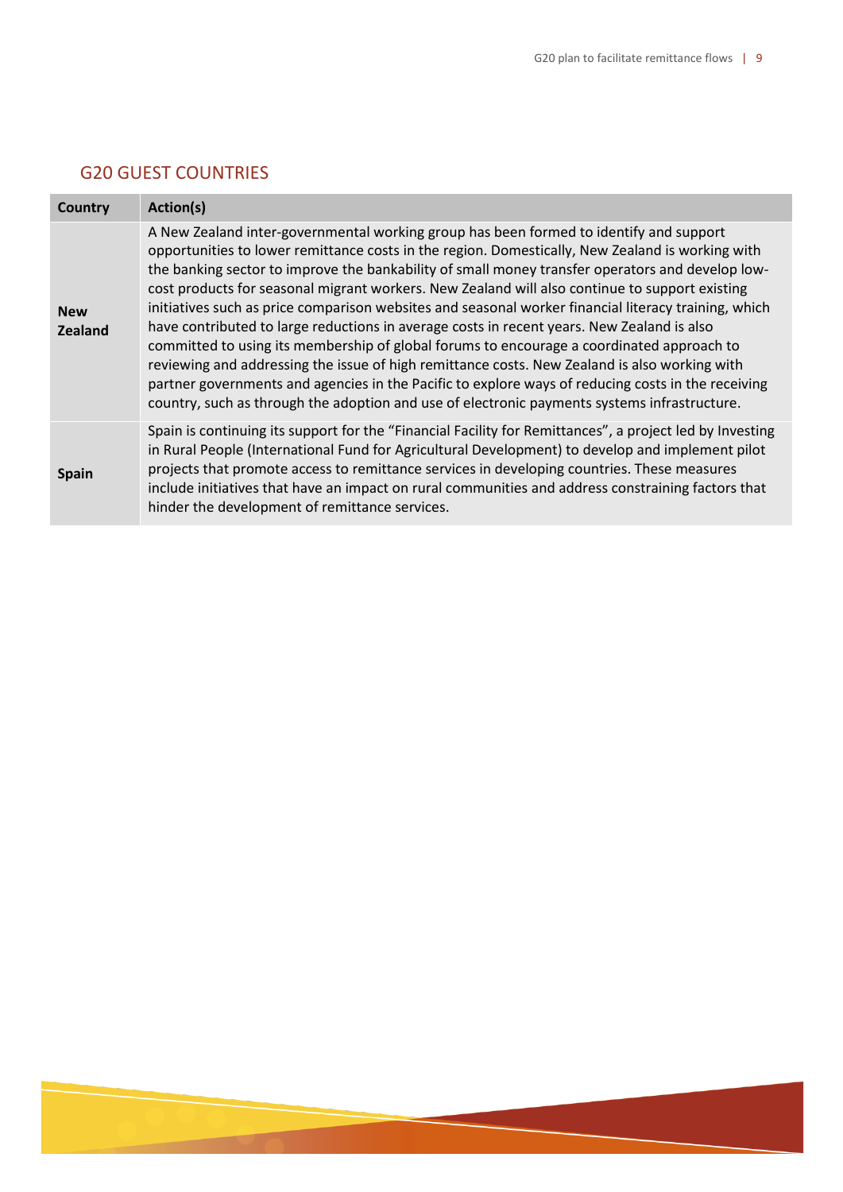## G20 GUEST COUNTRIES

| Country | Action(s) |
| --- | --- |
| **New Zealand** | A New Zealand inter-governmental working group has been formed to identify and support opportunities to lower remittance costs in the region. Domestically, New Zealand is working with the banking sector to improve the bankability of small money transfer operators and develop low-cost products for seasonal migrant workers. New Zealand will also continue to support existing initiatives such as price comparison websites and seasonal worker financial literacy training, which have contributed to large reductions in average costs in recent years. New Zealand is also committed to using its membership of global forums to encourage a coordinated approach to reviewing and addressing the issue of high remittance costs. New Zealand is also working with partner governments and agencies in the Pacific to explore ways of reducing costs in the receiving country, such as through the adoption and use of electronic payments systems infrastructure. |
| **Spain** | Spain is continuing its support for the “Financial Facility for Remittances”, a project led by Investing in Rural People (International Fund for Agricultural Development) to develop and implement pilot projects that promote access to remittance services in developing countries. These measures include initiatives that have an impact on rural communities and address constraining factors that hinder the development of remittance services. |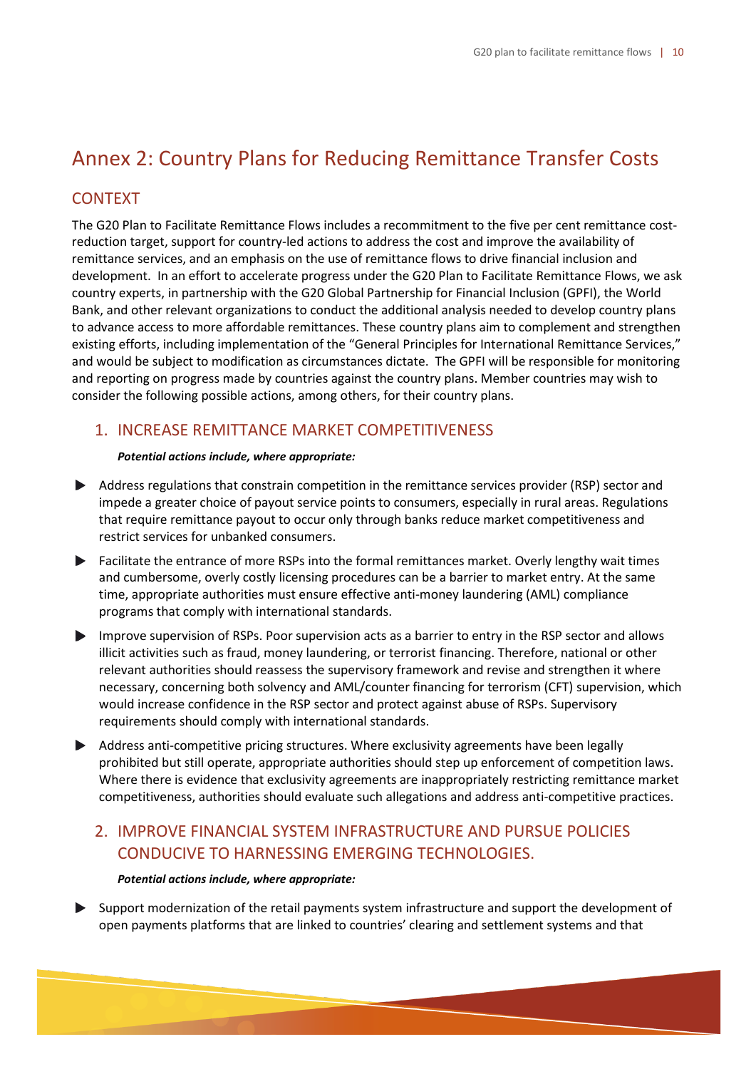# Annex 2: Country Plans for Reducing Remittance Transfer Costs

## CONTEXT

The G20 Plan to Facilitate Remittance Flows includes a recommitment to the five per cent remittance cost-reduction target, support for country-led actions to address the cost and improve the availability of remittance services, and an emphasis on the use of remittance flows to drive financial inclusion and development. In an effort to accelerate progress under the G20 Plan to Facilitate Remittance Flows, we ask country experts, in partnership with the G20 Global Partnership for Financial Inclusion (GPFI), the World Bank, and other relevant organizations to conduct the additional analysis needed to develop country plans to advance access to more affordable remittances. These country plans aim to complement and strengthen existing efforts, including implementation of the "General Principles for International Remittance Services," and would be subject to modification as circumstances dictate. The GPFI will be responsible for monitoring and reporting on progress made by countries against the country plans. Member countries may wish to consider the following possible actions, among others, for their country plans.

### 1. INCREASE REMITTANCE MARKET COMPETITIVENESS

***Potential actions include, where appropriate:***

- Address regulations that constrain competition in the remittance services provider (RSP) sector and impede a greater choice of payout service points to consumers, especially in rural areas. Regulations that require remittance payout to occur only through banks reduce market competitiveness and restrict services for unbanked consumers.
- Facilitate the entrance of more RSPs into the formal remittances market. Overly lengthy wait times and cumbersome, overly costly licensing procedures can be a barrier to market entry. At the same time, appropriate authorities must ensure effective anti-money laundering (AML) compliance programs that comply with international standards.
- Improve supervision of RSPs. Poor supervision acts as a barrier to entry in the RSP sector and allows illicit activities such as fraud, money laundering, or terrorist financing. Therefore, national or other relevant authorities should reassess the supervisory framework and revise and strengthen it where necessary, concerning both solvency and AML/counter financing for terrorism (CFT) supervision, which would increase confidence in the RSP sector and protect against abuse of RSPs. Supervisory requirements should comply with international standards.
- Address anti-competitive pricing structures. Where exclusivity agreements have been legally prohibited but still operate, appropriate authorities should step up enforcement of competition laws. Where there is evidence that exclusivity agreements are inappropriately restricting remittance market competitiveness, authorities should evaluate such allegations and address anti-competitive practices.

### 2. IMPROVE FINANCIAL SYSTEM INFRASTRUCTURE AND PURSUE POLICIES CONDUCIVE TO HARNESSING EMERGING TECHNOLOGIES.

***Potential actions include, where appropriate:***

- Support modernization of the retail payments system infrastructure and support the development of open payments platforms that are linked to countries' clearing and settlement systems and that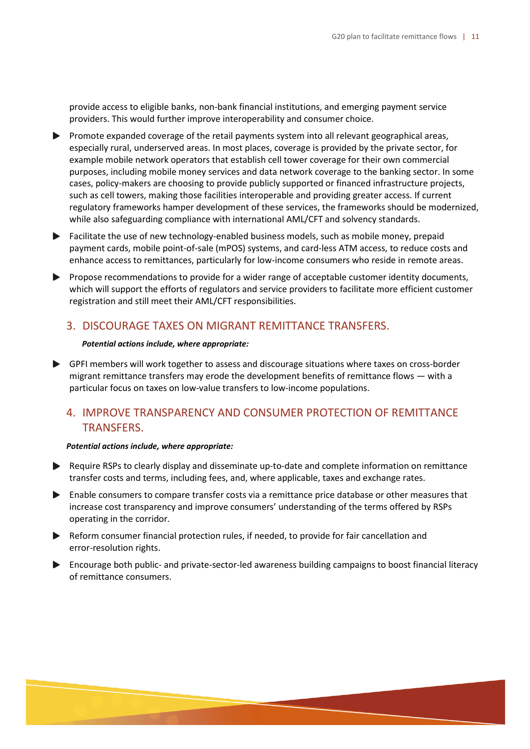provide access to eligible banks, non-bank financial institutions, and emerging payment service providers. This would further improve interoperability and consumer choice.

- Promote expanded coverage of the retail payments system into all relevant geographical areas, especially rural, underserved areas. In most places, coverage is provided by the private sector, for example mobile network operators that establish cell tower coverage for their own commercial purposes, including mobile money services and data network coverage to the banking sector. In some cases, policy-makers are choosing to provide publicly supported or financed infrastructure projects, such as cell towers, making those facilities interoperable and providing greater access. If current regulatory frameworks hamper development of these services, the frameworks should be modernized, while also safeguarding compliance with international AML/CFT and solvency standards.
- Facilitate the use of new technology-enabled business models, such as mobile money, prepaid payment cards, mobile point-of-sale (mPOS) systems, and card-less ATM access, to reduce costs and enhance access to remittances, particularly for low-income consumers who reside in remote areas.
- Propose recommendations to provide for a wider range of acceptable customer identity documents, which will support the efforts of regulators and service providers to facilitate more efficient customer registration and still meet their AML/CFT responsibilities.

## 3. DISCOURAGE TAXES ON MIGRANT REMITTANCE TRANSFERS.

***Potential actions include, where appropriate:***

- GPFI members will work together to assess and discourage situations where taxes on cross-border migrant remittance transfers may erode the development benefits of remittance flows — with a particular focus on taxes on low-value transfers to low-income populations.

## 4. IMPROVE TRANSPARENCY AND CONSUMER PROTECTION OF REMITTANCE TRANSFERS.

***Potential actions include, where appropriate:***

- Require RSPs to clearly display and disseminate up-to-date and complete information on remittance transfer costs and terms, including fees, and, where applicable, taxes and exchange rates.
- Enable consumers to compare transfer costs via a remittance price database or other measures that increase cost transparency and improve consumers' understanding of the terms offered by RSPs operating in the corridor.
- Reform consumer financial protection rules, if needed, to provide for fair cancellation and error-resolution rights.
- Encourage both public- and private-sector-led awareness building campaigns to boost financial literacy of remittance consumers.